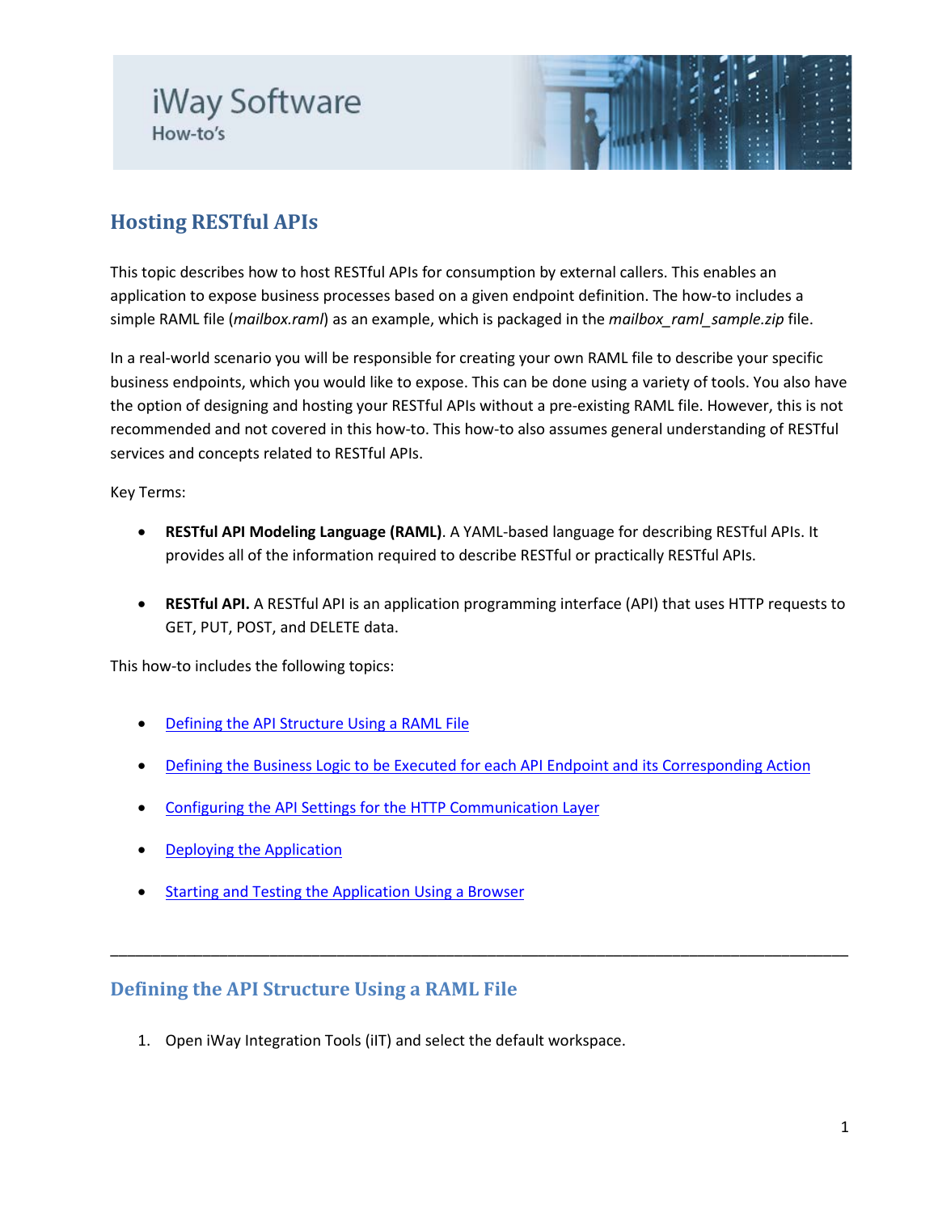iWay Software
How-to's

# Hosting RESTful APIs

This topic describes how to host RESTful APIs for consumption by external callers. This enables an application to expose business processes based on a given endpoint definition. The how-to includes a simple RAML file (*mailbox.raml*) as an example, which is packaged in the *mailbox_raml_sample.zip* file.

In a real-world scenario you will be responsible for creating your own RAML file to describe your specific business endpoints, which you would like to expose. This can be done using a variety of tools. You also have the option of designing and hosting your RESTful APIs without a pre-existing RAML file. However, this is not recommended and not covered in this how-to. This how-to also assumes general understanding of RESTful services and concepts related to RESTful APIs.

Key Terms:

- **RESTful API Modeling Language (RAML)**. A YAML-based language for describing RESTful APIs. It provides all of the information required to describe RESTful or practically RESTful APIs.

- **RESTful API.** A RESTful API is an application programming interface (API) that uses HTTP requests to GET, PUT, POST, and DELETE data.

This how-to includes the following topics:

- Defining the API Structure Using a RAML File
- Defining the Business Logic to be Executed for each API Endpoint and its Corresponding Action
- Configuring the API Settings for the HTTP Communication Layer
- Deploying the Application
- Starting and Testing the Application Using a Browser

---

## Defining the API Structure Using a RAML File

1. Open iWay Integration Tools (iIT) and select the default workspace.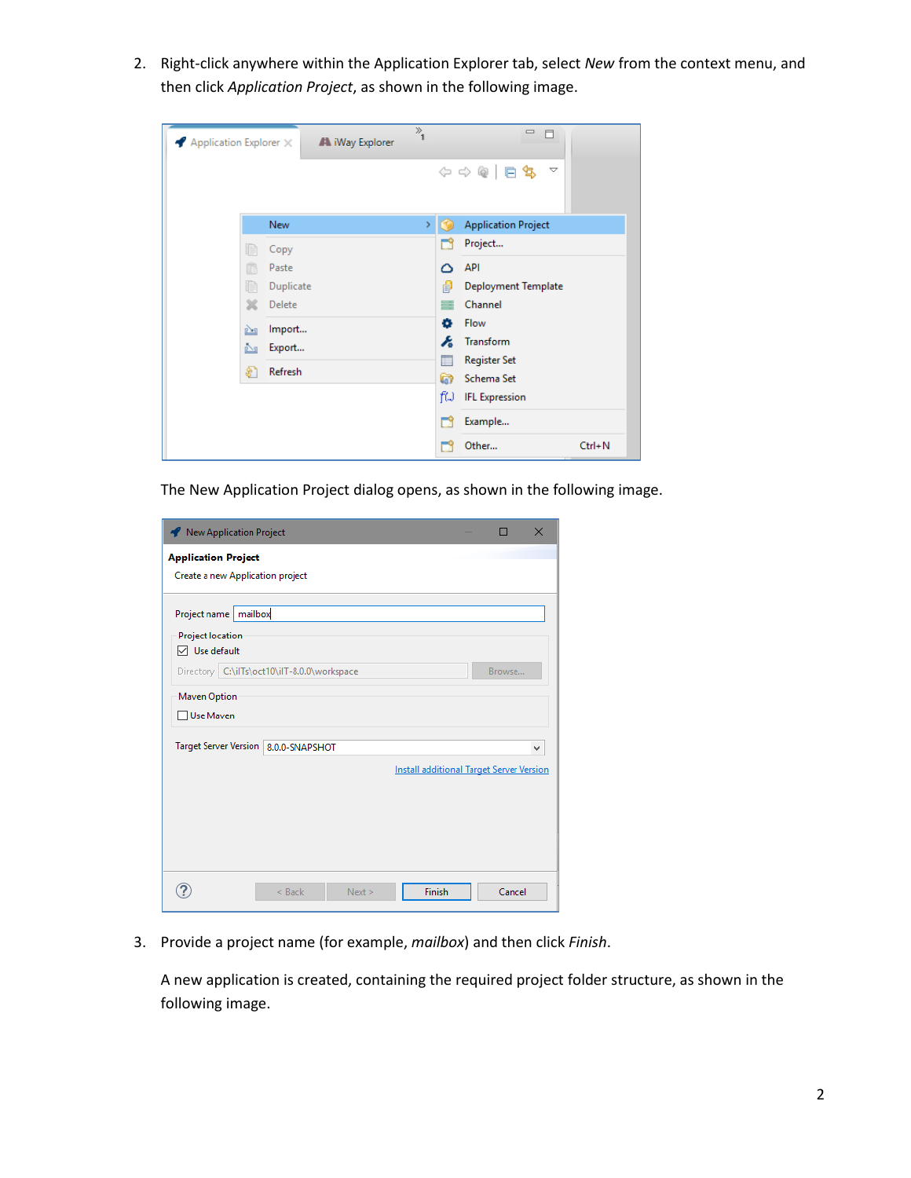2. Right-click anywhere within the Application Explorer tab, select *New* from the context menu, and then click *Application Project*, as shown in the following image.

   The New Application Project dialog opens, as shown in the following image.

3. Provide a project name (for example, *mailbox*) and then click *Finish*.

   A new application is created, containing the required project folder structure, as shown in the following image.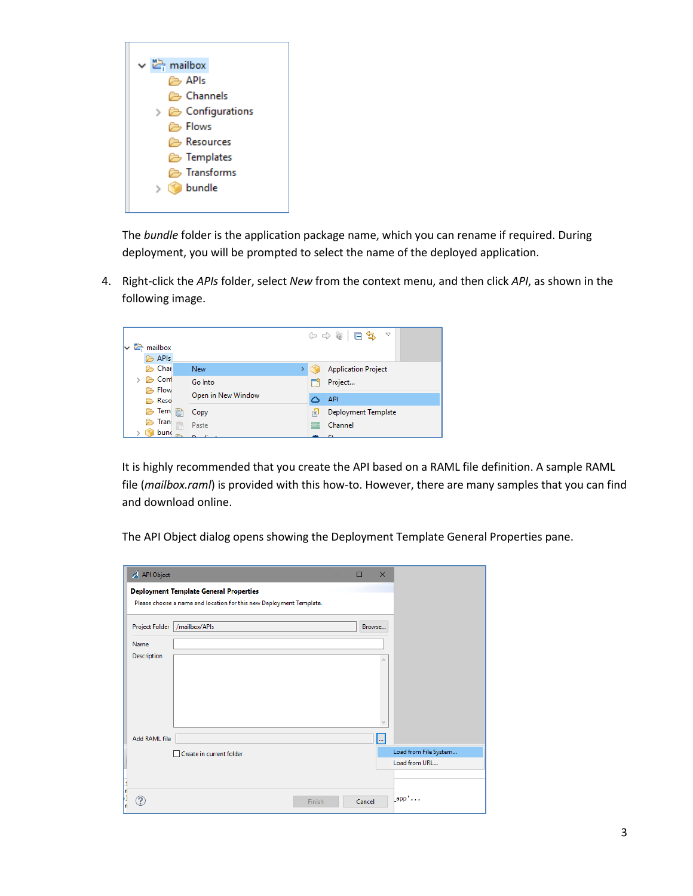The *bundle* folder is the application package name, which you can rename if required. During deployment, you will be prompted to select the name of the deployed application.

4. Right-click the *APIs* folder, select *New* from the context menu, and then click *API*, as shown in the following image.

   It is highly recommended that you create the API based on a RAML file definition. A sample RAML file (*mailbox.raml*) is provided with this how-to. However, there are many samples that you can find and download online.

   The API Object dialog opens showing the Deployment Template General Properties pane.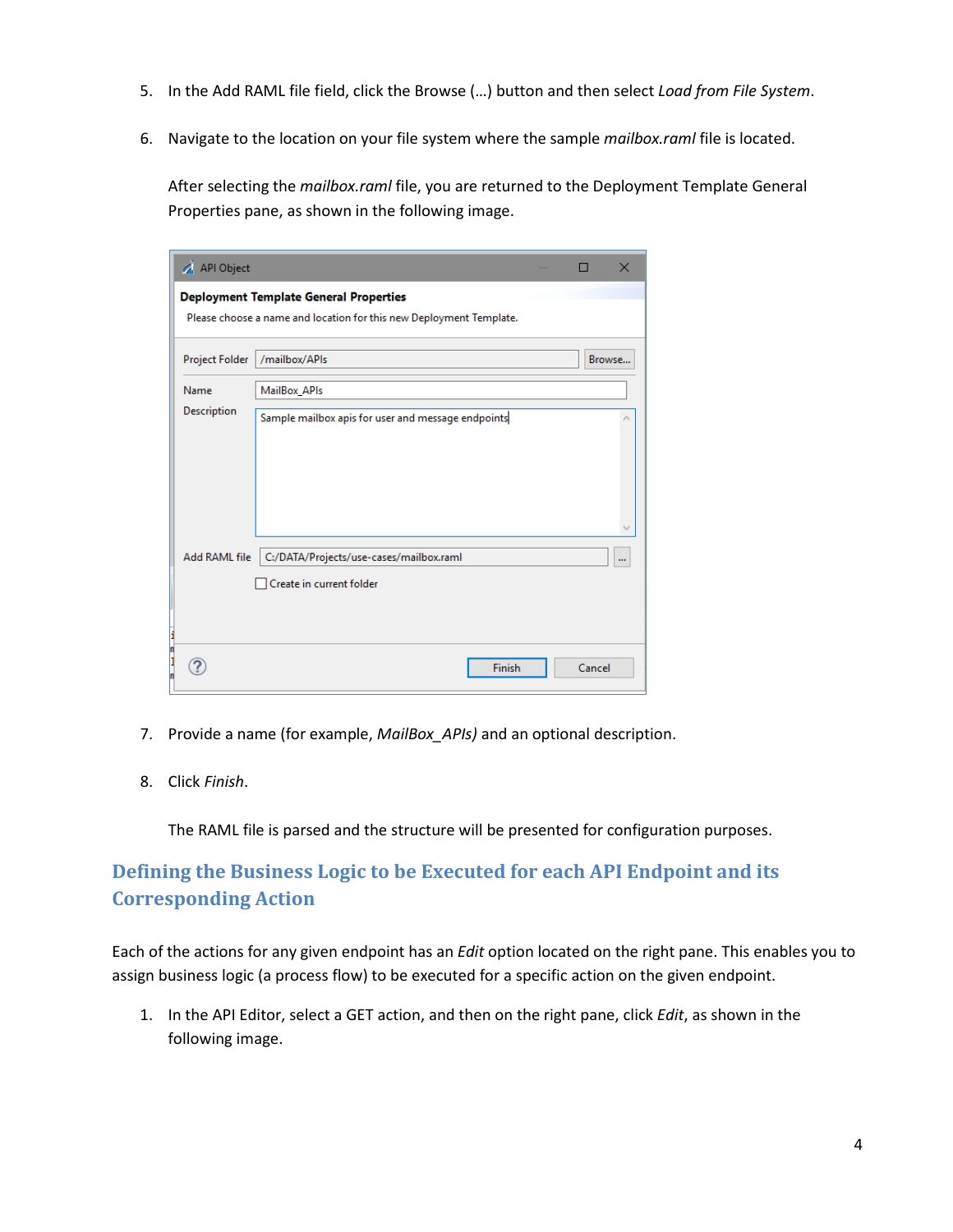5. In the Add RAML file field, click the Browse (...) button and then select *Load from File System*.

6. Navigate to the location on your file system where the sample *mailbox.raml* file is located.

   After selecting the *mailbox.raml* file, you are returned to the Deployment Template General Properties pane, as shown in the following image.

7. Provide a name (for example, *MailBox_APIs)* and an optional description.

8. Click *Finish*.

   The RAML file is parsed and the structure will be presented for configuration purposes.

## Defining the Business Logic to be Executed for each API Endpoint and its Corresponding Action

Each of the actions for any given endpoint has an *Edit* option located on the right pane. This enables you to assign business logic (a process flow) to be executed for a specific action on the given endpoint.

1. In the API Editor, select a GET action, and then on the right pane, click *Edit*, as shown in the following image.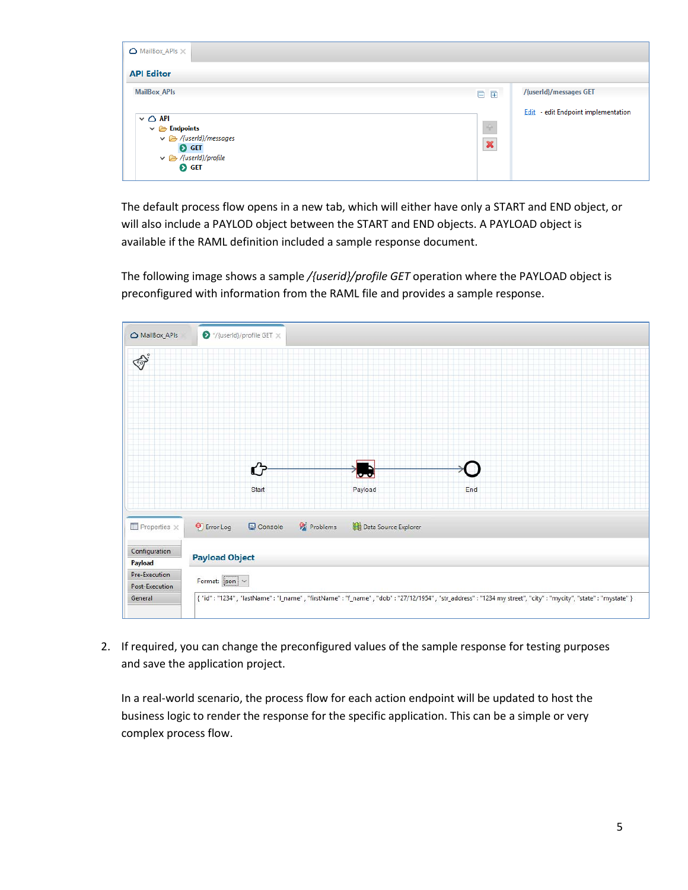The default process flow opens in a new tab, which will either have only a START and END object, or will also include a PAYLOD object between the START and END objects. A PAYLOAD object is available if the RAML definition included a sample response document.

The following image shows a sample */{userid}/profile GET* operation where the PAYLOAD object is preconfigured with information from the RAML file and provides a sample response.

2. If required, you can change the preconfigured values of the sample response for testing purposes and save the application project.

   In a real-world scenario, the process flow for each action endpoint will be updated to host the business logic to render the response for the specific application. This can be a simple or very complex process flow.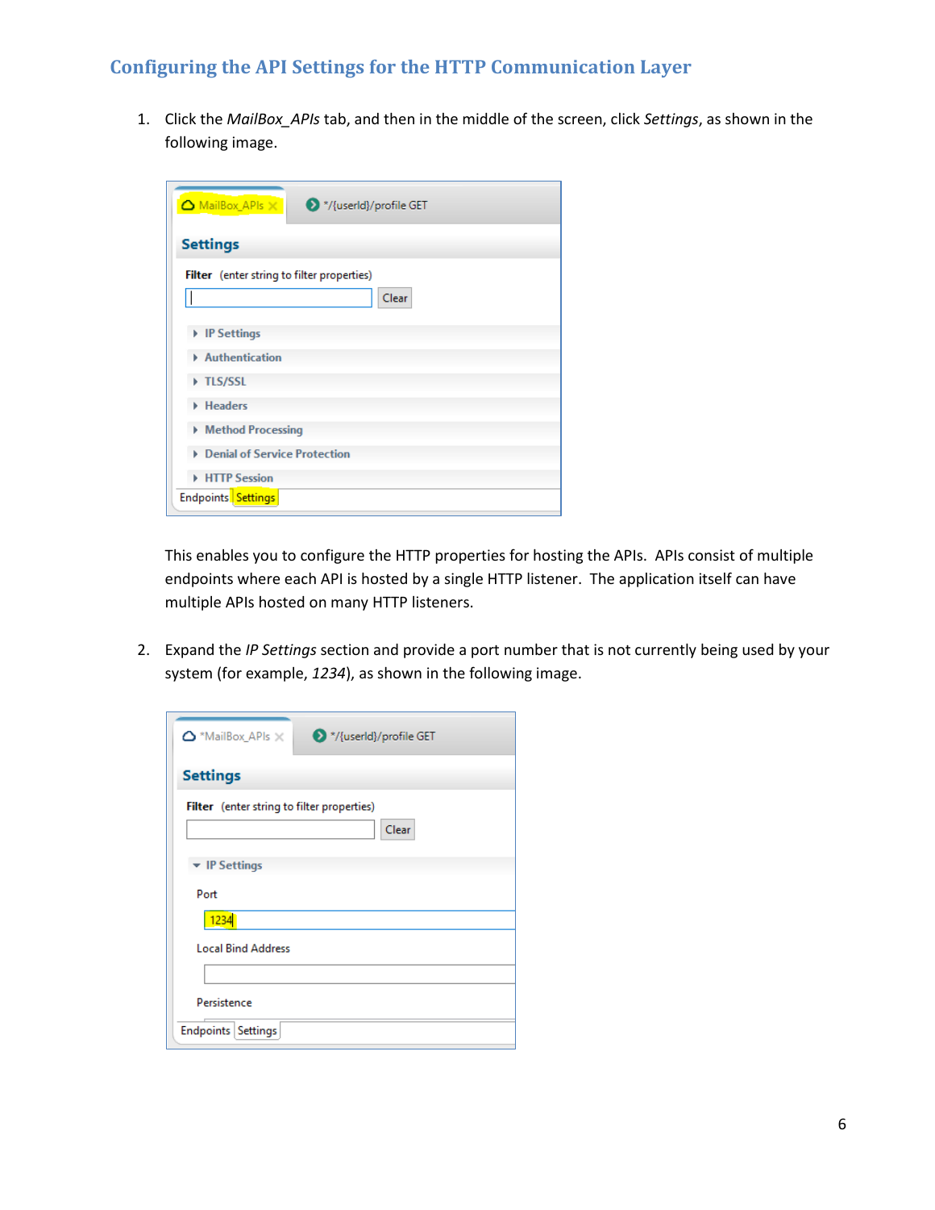## Configuring the API Settings for the HTTP Communication Layer

1. Click the *MailBox_APIs* tab, and then in the middle of the screen, click *Settings*, as shown in the following image.

   This enables you to configure the HTTP properties for hosting the APIs. APIs consist of multiple endpoints where each API is hosted by a single HTTP listener. The application itself can have multiple APIs hosted on many HTTP listeners.

2. Expand the *IP Settings* section and provide a port number that is not currently being used by your system (for example, *1234*), as shown in the following image.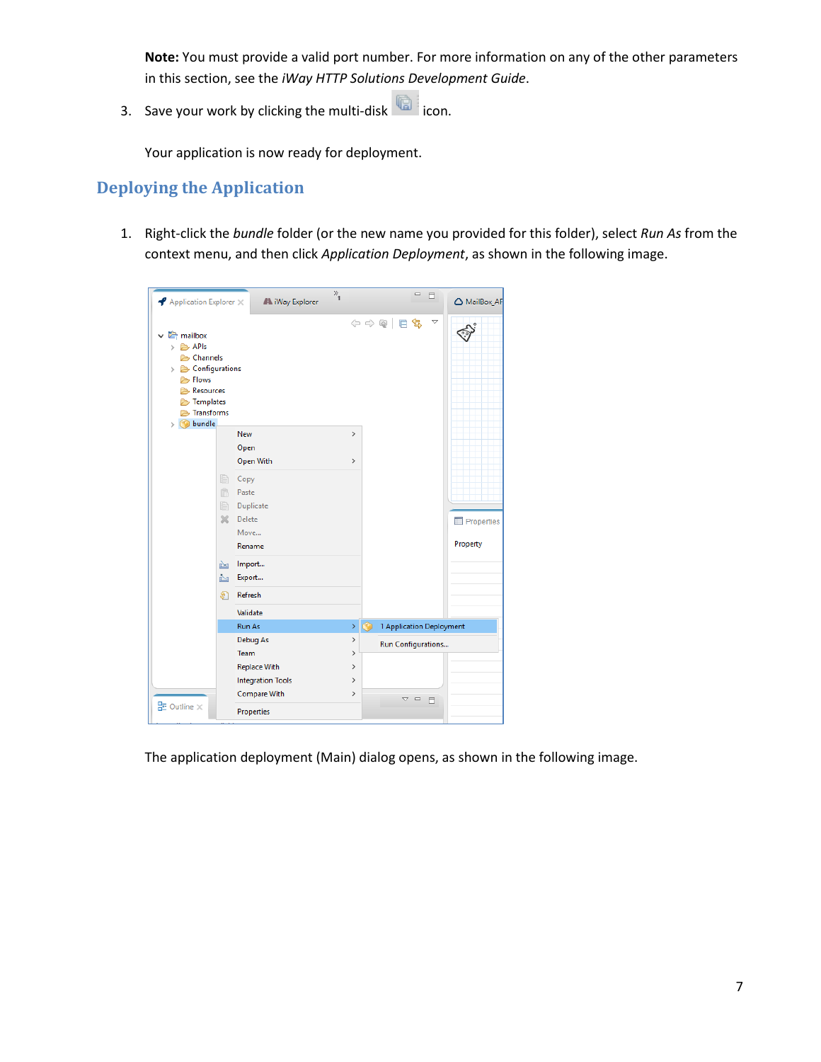**Note:** You must provide a valid port number. For more information on any of the other parameters in this section, see the *iWay HTTP Solutions Development Guide*.

3. Save your work by clicking the multi-disk icon.

   Your application is now ready for deployment.

## Deploying the Application

1. Right-click the *bundle* folder (or the new name you provided for this folder), select *Run As* from the context menu, and then click *Application Deployment*, as shown in the following image.

   The application deployment (Main) dialog opens, as shown in the following image.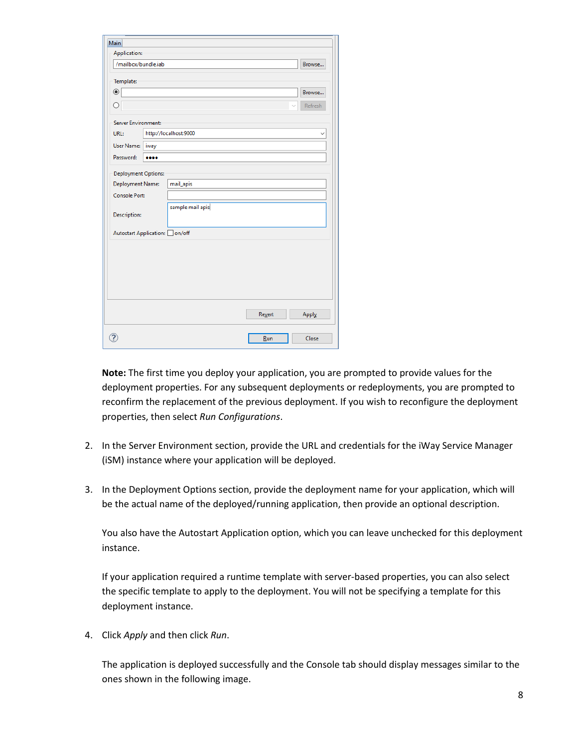**Note:** The first time you deploy your application, you are prompted to provide values for the deployment properties. For any subsequent deployments or redeployments, you are prompted to reconfirm the replacement of the previous deployment. If you wish to reconfigure the deployment properties, then select *Run Configurations*.

2. In the Server Environment section, provide the URL and credentials for the iWay Service Manager (iSM) instance where your application will be deployed.

3. In the Deployment Options section, provide the deployment name for your application, which will be the actual name of the deployed/running application, then provide an optional description.

   You also have the Autostart Application option, which you can leave unchecked for this deployment instance.

   If your application required a runtime template with server-based properties, you can also select the specific template to apply to the deployment. You will not be specifying a template for this deployment instance.

4. Click *Apply* and then click *Run*.

   The application is deployed successfully and the Console tab should display messages similar to the ones shown in the following image.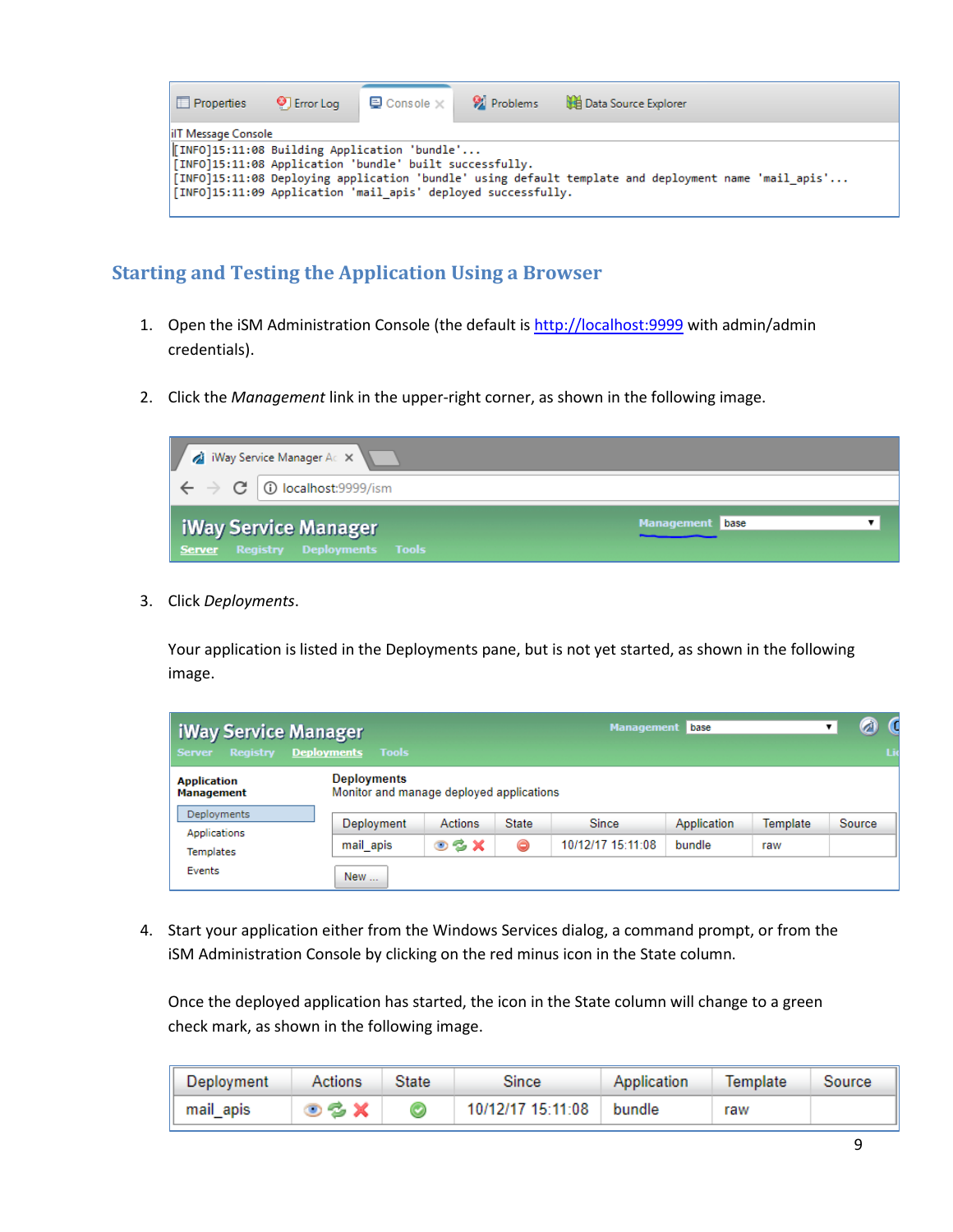## Starting and Testing the Application Using a Browser

1. Open the iSM Administration Console (the default is http://localhost:9999 with admin/admin credentials).

2. Click the *Management* link in the upper-right corner, as shown in the following image.

3. Click *Deployments*.

   Your application is listed in the Deployments pane, but is not yet started, as shown in the following image.

4. Start your application either from the Windows Services dialog, a command prompt, or from the iSM Administration Console by clicking on the red minus icon in the State column.

   Once the deployed application has started, the icon in the State column will change to a green check mark, as shown in the following image.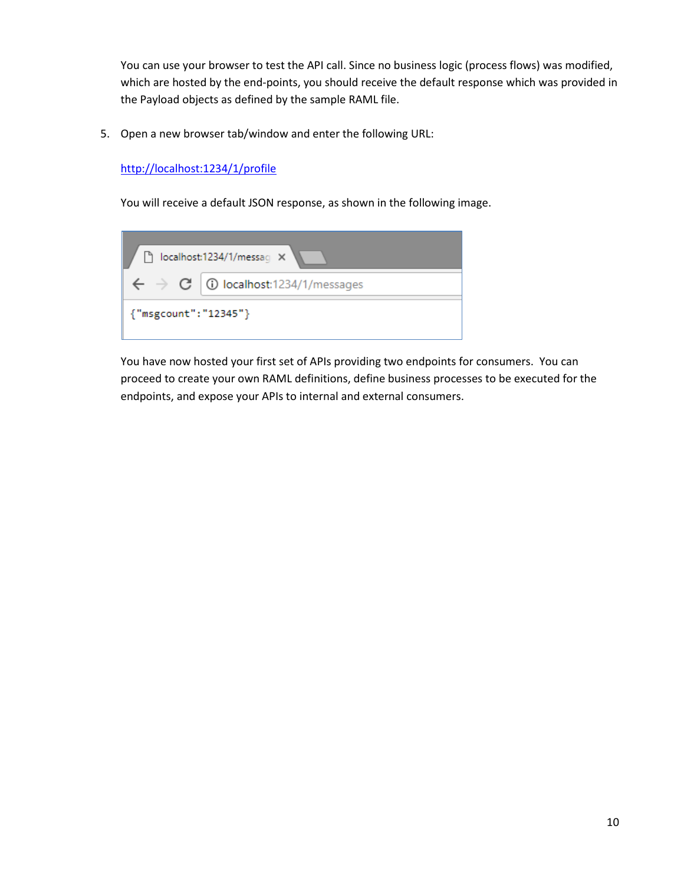You can use your browser to test the API call. Since no business logic (process flows) was modified, which are hosted by the end-points, you should receive the default response which was provided in the Payload objects as defined by the sample RAML file.

5. Open a new browser tab/window and enter the following URL:

   [http://localhost:1234/1/profile](http://localhost:1234/1/profile)

   You will receive a default JSON response, as shown in the following image.

   You have now hosted your first set of APIs providing two endpoints for consumers. You can proceed to create your own RAML definitions, define business processes to be executed for the endpoints, and expose your APIs to internal and external consumers.